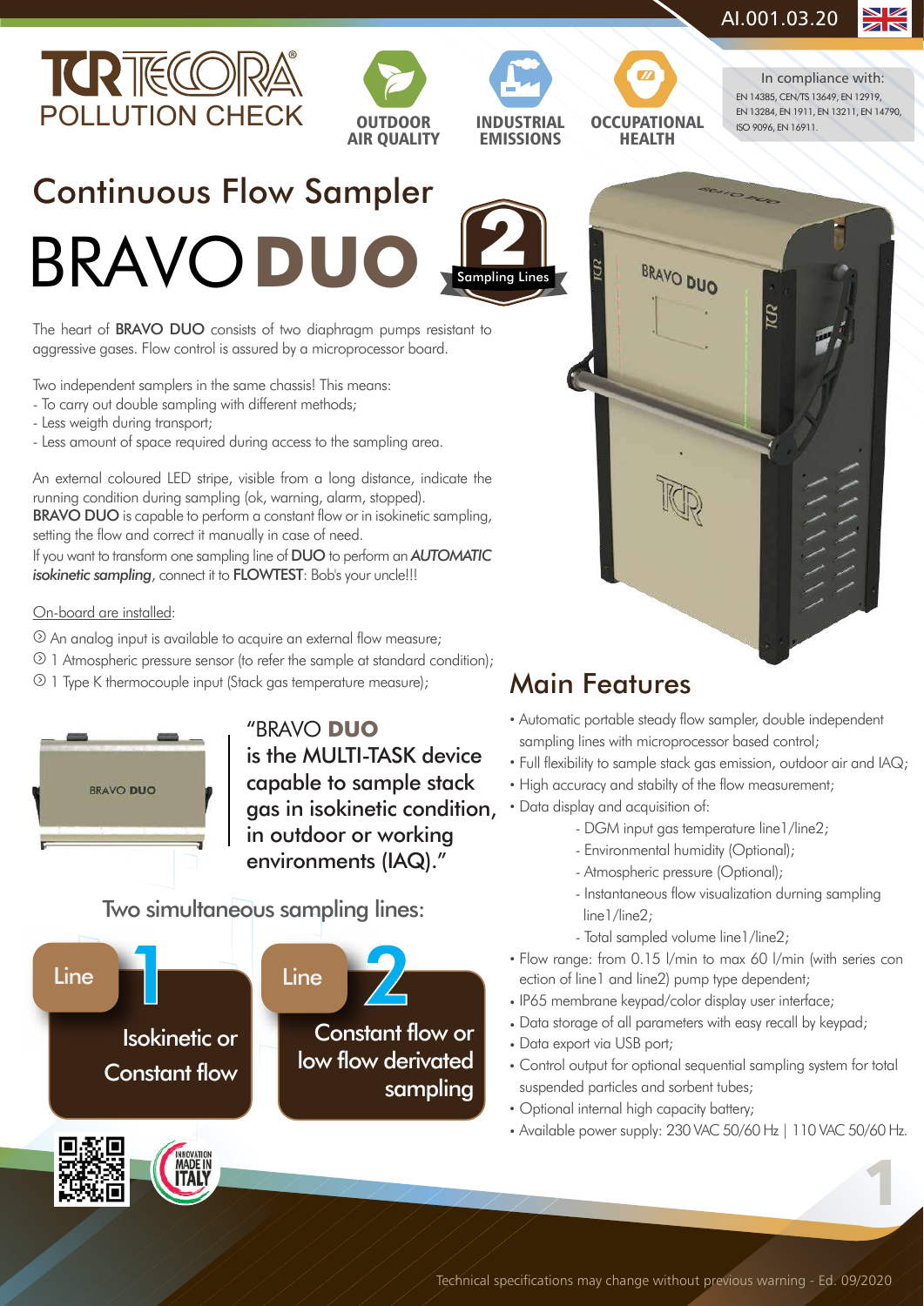AI.001.03.20

TCR TECORA
POLLUTION CHECK

OUTDOOR AIR QUALITY | INDUSTRIAL EMISSIONS | OCCUPATIONAL HEALTH

In compliance with:
EN 14385, CEN/TS 13649, EN 12919, EN 13284, EN 1911, EN 13211, EN 14790, ISO 9096, EN 16911.

# Continuous Flow Sampler

# BRAVO DUO

2 Sampling Lines

The heart of **BRAVO DUO** consists of two diaphragm pumps resistant to aggressive gases. Flow control is assured by a microprocessor board.

Two independent samplers in the same chassis! This means:
- To carry out double sampling with different methods;
- Less weigth during transport;
- Less amount of space required during access to the sampling area.

An external coloured LED stripe, visible from a long distance, indicate the running condition during sampling (ok, warning, alarm, stopped).
**BRAVO DUO** is capable to perform a constant flow or in isokinetic sampling, setting the flow and correct it manually in case of need.
If you want to transform one sampling line of **DUO** to perform an ***AUTOMATIC isokinetic sampling***, connect it to **FLOWTEST**: Bob's your uncle!!!

On-board are installed:

- An analog input is available to acquire an external flow measure;
- 1 Atmospheric pressure sensor (to refer the sample at standard condition);
- 1 Type K thermocouple input (Stack gas temperature measure);

"BRAVO **DUO** is the MULTI-TASK device capable to sample stack gas in isokinetic condition, in outdoor or working environments (IAQ)."

Two simultaneous sampling lines:

**Line 1**: Isokinetic or Constant flow

**Line 2**: Constant flow or low flow derivated sampling

## Main Features

- Automatic portable steady flow sampler, double independent sampling lines with microprocessor based control;
- Full flexibility to sample stack gas emission, outdoor air and IAQ;
- High accuracy and stabilty of the flow measurement;
- Data display and acquisition of:
  - DGM input gas temperature line1/line2;
  - Environmental humidity (Optional);
  - Atmospheric pressure (Optional);
  - Instantaneous flow visualization durning sampling line1/line2;
  - Total sampled volume line1/line2;
- Flow range: from 0.15 l/min to max 60 l/min (with series con ection of line1 and line2) pump type dependent;
- IP65 membrane keypad/color display user interface;
- Data storage of all parameters with easy recall by keypad;
- Data export via USB port;
- Control output for optional sequential sampling system for total suspended particles and sorbent tubes;
- Optional internal high capacity battery;
- Available power supply: 230 VAC 50/60 Hz | 110 VAC 50/60 Hz.

Technical specifications may change without previous warning - Ed. 09/2020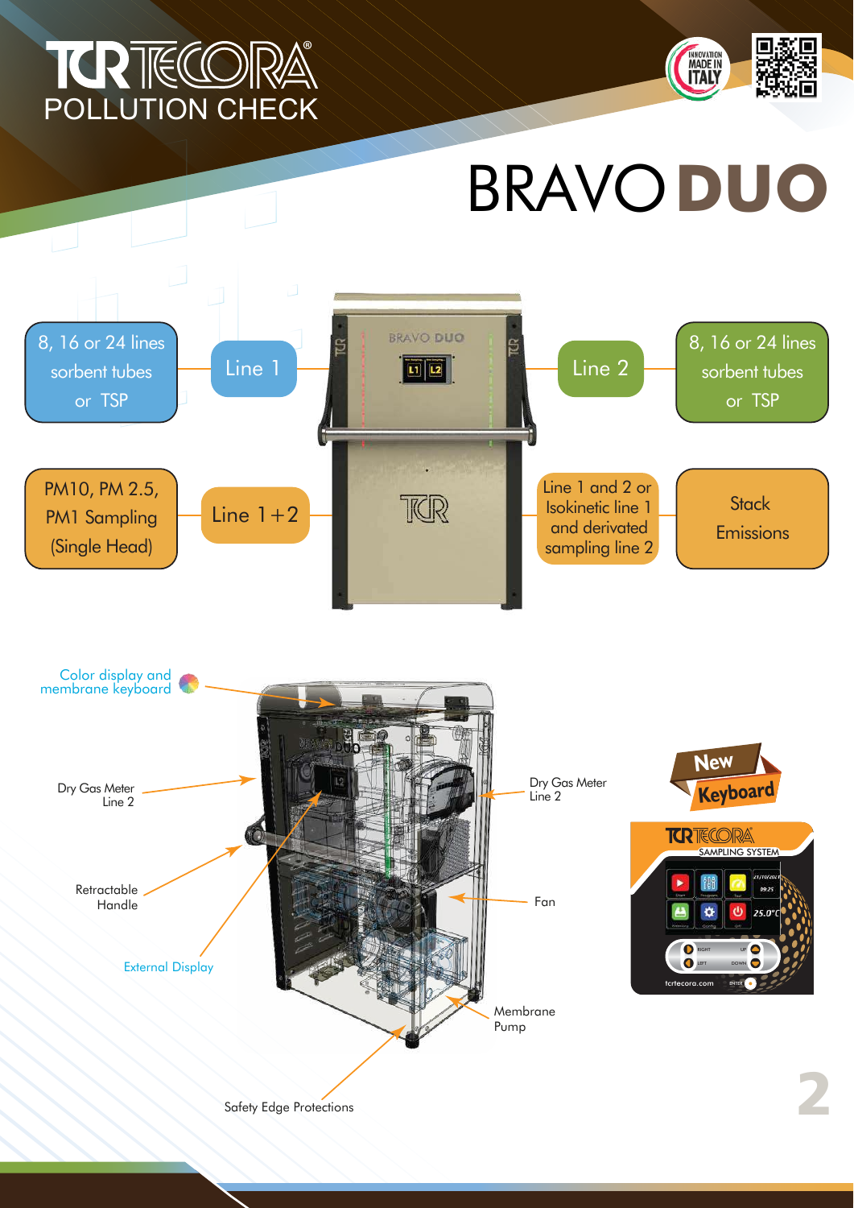TCR TECORA
POLLUTION CHECK

INNOVATION MADE IN ITALY

# BRAVO **DUO**

- 8, 16 or 24 lines sorbent tubes or TSP — Line 1
- Line 2 — 8, 16 or 24 lines sorbent tubes or TSP
- PM10, PM 2.5, PM1 Sampling (Single Head) — Line 1+2
- Line 1 and 2 or Isokinetic line 1 and derivated sampling line 2 — Stack Emissions

Color display and membrane keyboard

Dry Gas Meter Line 2

Retractable Handle

External Display

Dry Gas Meter Line 2

Fan

Membrane Pump

Safety Edge Protections

**New Keyboard**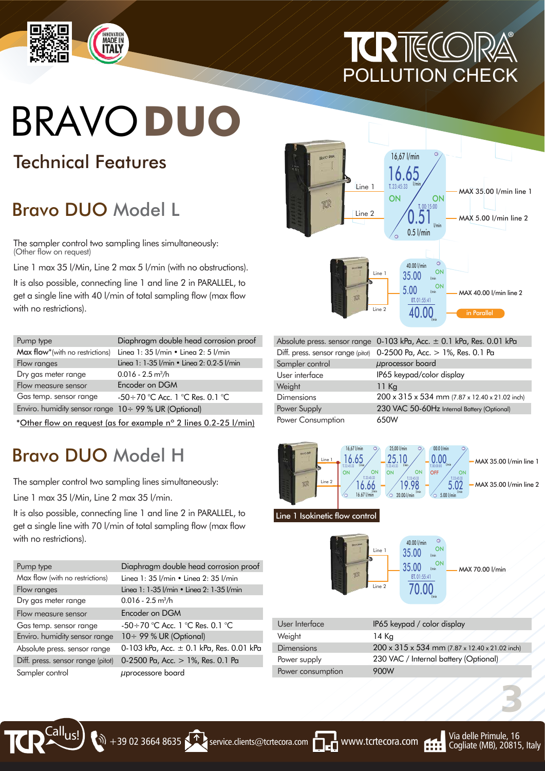# BRAVO DUO

## Technical Features

## Bravo DUO Model L

The sampler control two sampling lines simultaneously:
(Other flow on request)

Line 1 max 35 l/Min, Line 2 max 5 l/min (with no obstructions).

It is also possible, connecting line 1 and line 2 in PARALLEL, to get a single line with 40 l/min of total sampling flow (max flow with no restrictions).

Line 1
Line 2
16,67 l/min
16.65
ON
ON
0.51
0.5 l/min
MAX 35.00 l/min line 1
MAX 5.00 l/min line 2

Line 1
Line 2
40.00 l/min
35.00
5.00
40.00
MAX 40.00 l/min line 2
in Parallel

| | |
|---|---|
| Pump type | Diaphragm double head corrosion proof |
| **Max flow***(with no restrictions) | Linea 1: 35 l/min • Linea 2: 5 l/min |
| Flow ranges | Linea 1: 1-35 l/min • Linea 2: 0.2-5 l/min |
| Dry gas meter range | 0.016 - 2.5 m³/h |
| Flow measure sensor | Encoder on DGM |
| Gas temp. sensor range | -50÷70 °C Acc. 1 °C Res. 0.1 °C |
| Enviro. humidity sensor range | 10÷ 99 % UR (Optional) |

*Other flow on request (as for example n° 2 lines 0.2-25 l/min)

| | |
|---|---|
| Absolute press. sensor range | 0-103 kPa, Acc. ± 0.1 kPa, Res. 0.01 kPa |
| Diff. press. sensor range (pitot) | 0-2500 Pa, Acc. > 1%, Res. 0.1 Pa |
| Sampler control | µprocessor board |
| User interface | IP65 keypad/color display |
| Weight | 11 Kg |
| Dimensions | 200 x 315 x 534 mm (7.87 x 12.40 x 21.02 inch) |
| Power Supply | 230 VAC 50-60Hz Internal Battery (Optional) |
| Power Consumption | 650W |

## Bravo DUO Model H

The sampler control two sampling lines simultaneously:

Line 1 max 35 l/Min, Line 2 max 35 l/min.

It is also possible, connecting line 1 and line 2 in PARALLEL, to get a single line with 70 l/min of total sampling flow (max flow with no restrictions).

Line 1
Line 2
16.65
16.66
25.10
19.98
0.00
OFF
5.02
MAX 35.00 l/min line 1
MAX 35.00 l/min line 2
Line 1 Isokinetic flow control

Line 1
Line 2
40.00 l/min
35.00
35.00
70.00
MAX 70.00 l/min

| | |
|---|---|
| Pump type | Diaphragm double head corrosion proof |
| Max flow (with no restrictions) | Linea 1: 35 l/min • Linea 2: 35 l/min |
| Flow ranges | Linea 1: 1-35 l/min • Linea 2: 1-35 l/min |
| Dry gas meter range | 0.016 - 2.5 m³/h |
| Flow measure sensor | Encoder on DGM |
| Gas temp. sensor range | -50÷70 °C Acc. 1 °C Res. 0.1 °C |
| Enviro. humidity sensor range | 10÷ 99 % UR (Optional) |
| Absolute press. sensor range | 0-103 kPa, Acc. ± 0.1 kPa, Res. 0.01 kPa |
| Diff. press. sensor range (pitot) | 0-2500 Pa, Acc. > 1%, Res. 0.1 Pa |
| Sampler control | µprocessore board |

| | |
|---|---|
| User Interface | IP65 keypad / color display |
| Weight | 14 Kg |
| Dimensions | 200 x 315 x 534 mm (7.87 x 12.40 x 21.02 inch) |
| Power supply | 230 VAC / Internal battery (Optional) |
| Power consumption | 900W |

Call us! +39 02 3664 8635 service.clients@tcrtecora.com www.tcrtecora.com Via delle Primule, 16 Cogliate (MB), 20815, Italy